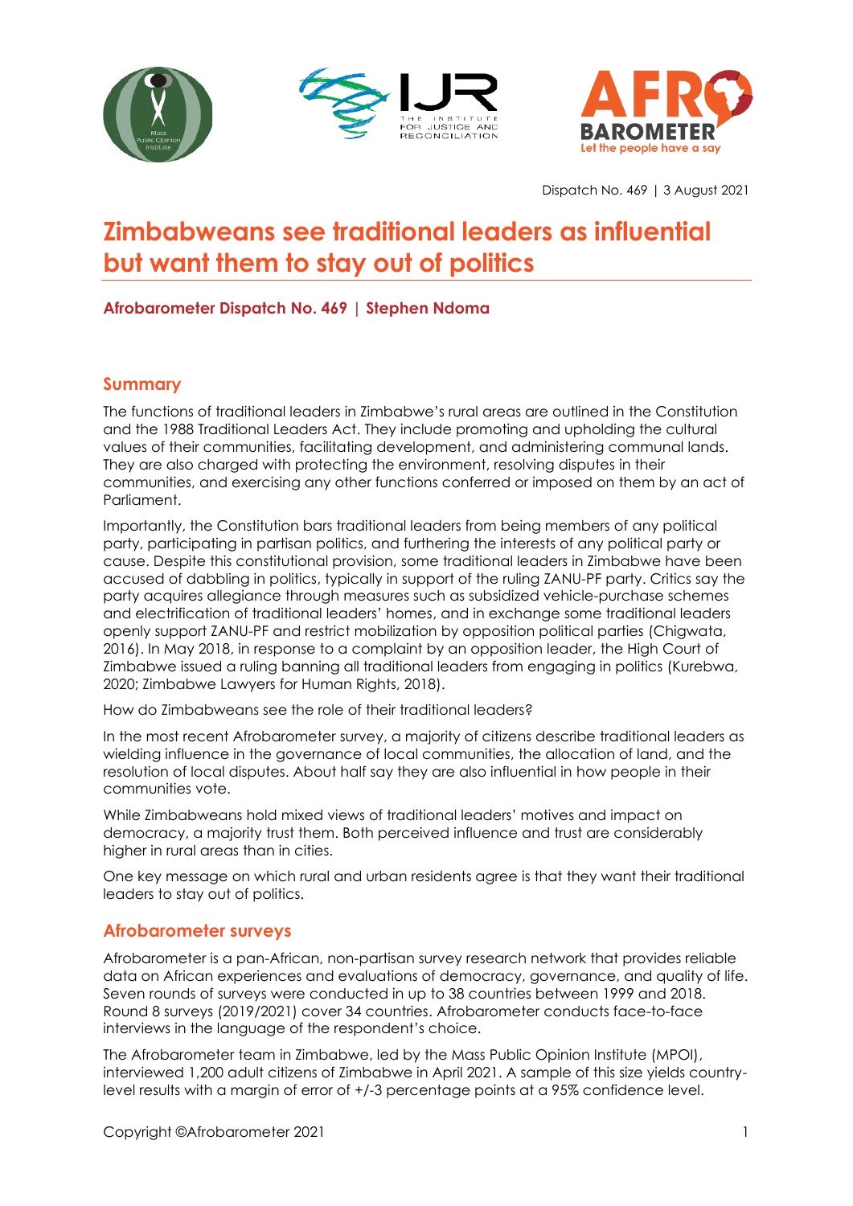Dispatch No. 469 | 3 August 2021

# Zimbabweans see traditional leaders as influential but want them to stay out of politics

**Afrobarometer Dispatch No. 469 | Stephen Ndoma**

## Summary

The functions of traditional leaders in Zimbabwe's rural areas are outlined in the Constitution and the 1988 Traditional Leaders Act. They include promoting and upholding the cultural values of their communities, facilitating development, and administering communal lands. They are also charged with protecting the environment, resolving disputes in their communities, and exercising any other functions conferred or imposed on them by an act of Parliament.

Importantly, the Constitution bars traditional leaders from being members of any political party, participating in partisan politics, and furthering the interests of any political party or cause. Despite this constitutional provision, some traditional leaders in Zimbabwe have been accused of dabbling in politics, typically in support of the ruling ZANU-PF party. Critics say the party acquires allegiance through measures such as subsidized vehicle-purchase schemes and electrification of traditional leaders' homes, and in exchange some traditional leaders openly support ZANU-PF and restrict mobilization by opposition political parties (Chigwata, 2016). In May 2018, in response to a complaint by an opposition leader, the High Court of Zimbabwe issued a ruling banning all traditional leaders from engaging in politics (Kurebwa, 2020; Zimbabwe Lawyers for Human Rights, 2018).

How do Zimbabweans see the role of their traditional leaders?

In the most recent Afrobarometer survey, a majority of citizens describe traditional leaders as wielding influence in the governance of local communities, the allocation of land, and the resolution of local disputes. About half say they are also influential in how people in their communities vote.

While Zimbabweans hold mixed views of traditional leaders' motives and impact on democracy, a majority trust them. Both perceived influence and trust are considerably higher in rural areas than in cities.

One key message on which rural and urban residents agree is that they want their traditional leaders to stay out of politics.

## Afrobarometer surveys

Afrobarometer is a pan-African, non-partisan survey research network that provides reliable data on African experiences and evaluations of democracy, governance, and quality of life. Seven rounds of surveys were conducted in up to 38 countries between 1999 and 2018. Round 8 surveys (2019/2021) cover 34 countries. Afrobarometer conducts face-to-face interviews in the language of the respondent's choice.

The Afrobarometer team in Zimbabwe, led by the Mass Public Opinion Institute (MPOI), interviewed 1,200 adult citizens of Zimbabwe in April 2021. A sample of this size yields country-level results with a margin of error of +/-3 percentage points at a 95% confidence level.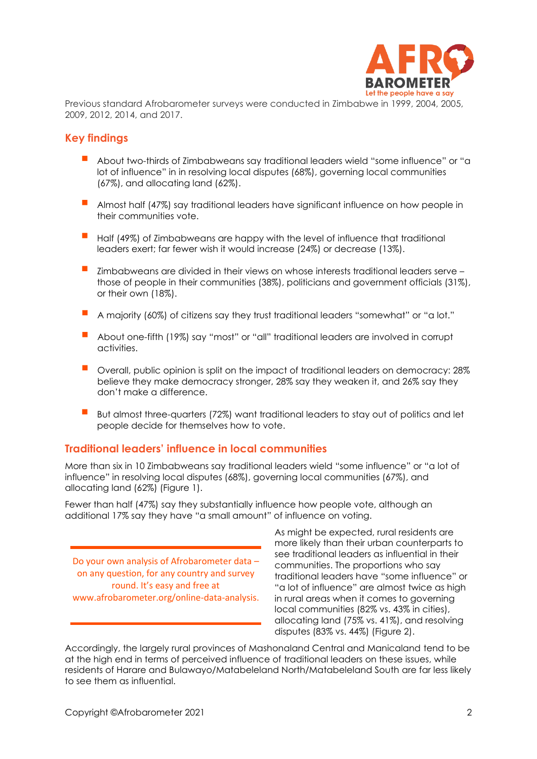Previous standard Afrobarometer surveys were conducted in Zimbabwe in 1999, 2004, 2005, 2009, 2012, 2014, and 2017.

## Key findings

- About two-thirds of Zimbabweans say traditional leaders wield "some influence" or "a lot of influence" in in resolving local disputes (68%), governing local communities (67%), and allocating land (62%).
- Almost half (47%) say traditional leaders have significant influence on how people in their communities vote.
- Half (49%) of Zimbabweans are happy with the level of influence that traditional leaders exert; far fewer wish it would increase (24%) or decrease (13%).
- Zimbabweans are divided in their views on whose interests traditional leaders serve – those of people in their communities (38%), politicians and government officials (31%), or their own (18%).
- A majority (60%) of citizens say they trust traditional leaders "somewhat" or "a lot."
- About one-fifth (19%) say "most" or "all" traditional leaders are involved in corrupt activities.
- Overall, public opinion is split on the impact of traditional leaders on democracy: 28% believe they make democracy stronger, 28% say they weaken it, and 26% say they don't make a difference.
- But almost three-quarters (72%) want traditional leaders to stay out of politics and let people decide for themselves how to vote.

## Traditional leaders' influence in local communities

More than six in 10 Zimbabweans say traditional leaders wield "some influence" or "a lot of influence" in resolving local disputes (68%), governing local communities (67%), and allocating land (62%) (Figure 1).

Fewer than half (47%) say they substantially influence how people vote, although an additional 17% say they have "a small amount" of influence on voting.

> Do your own analysis of Afrobarometer data – on any question, for any country and survey round. It's easy and free at www.afrobarometer.org/online-data-analysis.

As might be expected, rural residents are more likely than their urban counterparts to see traditional leaders as influential in their communities. The proportions who say traditional leaders have "some influence" or "a lot of influence" are almost twice as high in rural areas when it comes to governing local communities (82% vs. 43% in cities), allocating land (75% vs. 41%), and resolving disputes (83% vs. 44%) (Figure 2).

Accordingly, the largely rural provinces of Mashonaland Central and Manicaland tend to be at the high end in terms of perceived influence of traditional leaders on these issues, while residents of Harare and Bulawayo/Matabeleland North/Matabeleland South are far less likely to see them as influential.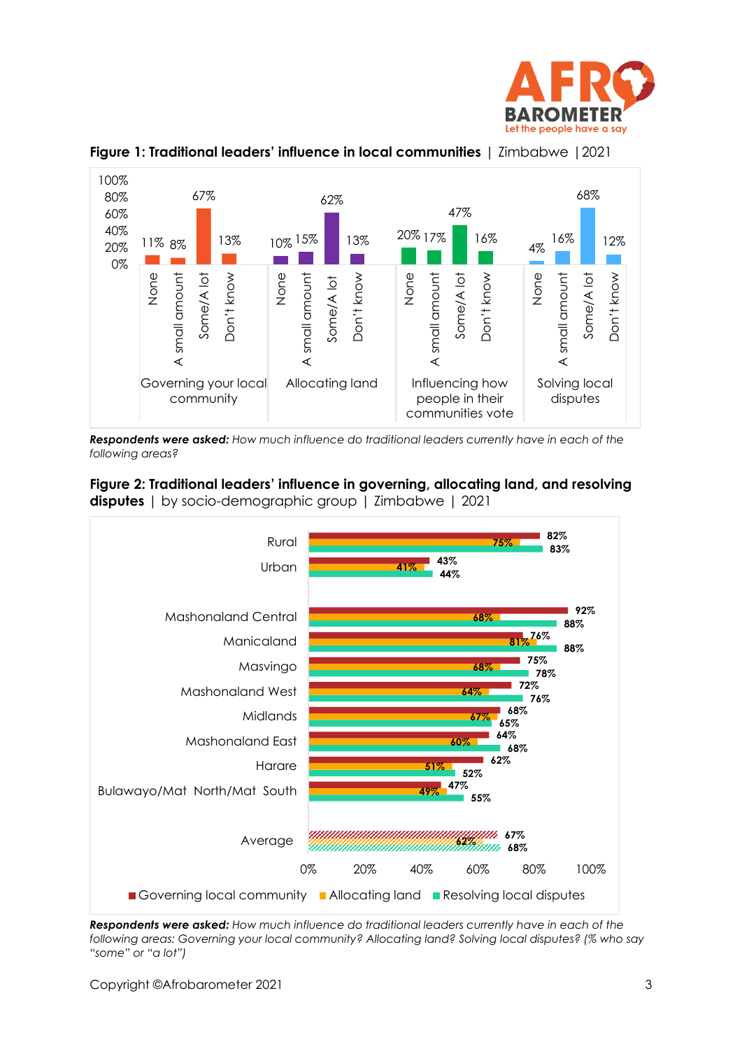**Figure 1: Traditional leaders' influence in local communities** | Zimbabwe | 2021

| | None | A small amount | Some/A lot | Don't know |
|---|---|---|---|---|
| Governing your local community | 11% | 8% | 67% | 13% |
| Allocating land | 10% | 15% | 62% | 13% |
| Influencing how people in their communities vote | 20% | 17% | 47% | 16% |
| Solving local disputes | 4% | 16% | 68% | 12% |

***Respondents were asked:*** *How much influence do traditional leaders currently have in each of the following areas?*

**Figure 2: Traditional leaders' influence in governing, allocating land, and resolving disputes** | by socio-demographic group | Zimbabwe | 2021

| | Governing local community | Allocating land | Resolving local disputes |
|---|---|---|---|
| Rural | 82% | 75% | 83% |
| Urban | 43% | 41% | 44% |
| Mashonaland Central | 92% | 68% | 88% |
| Manicaland | 76% | 81% | 88% |
| Masvingo | 75% | 68% | 78% |
| Mashonaland West | 72% | 64% | 76% |
| Midlands | 68% | 67% | 65% |
| Mashonaland East | 64% | 60% | 68% |
| Harare | 62% | 51% | 52% |
| Bulawayo/Mat North/Mat South | 47% | 49% | 55% |
| Average | 67% | 62% | 68% |

***Respondents were asked:*** *How much influence do traditional leaders currently have in each of the following areas: Governing your local community? Allocating land? Solving local disputes? (% who say "some" or "a lot")*

Copyright ©Afrobarometer 2021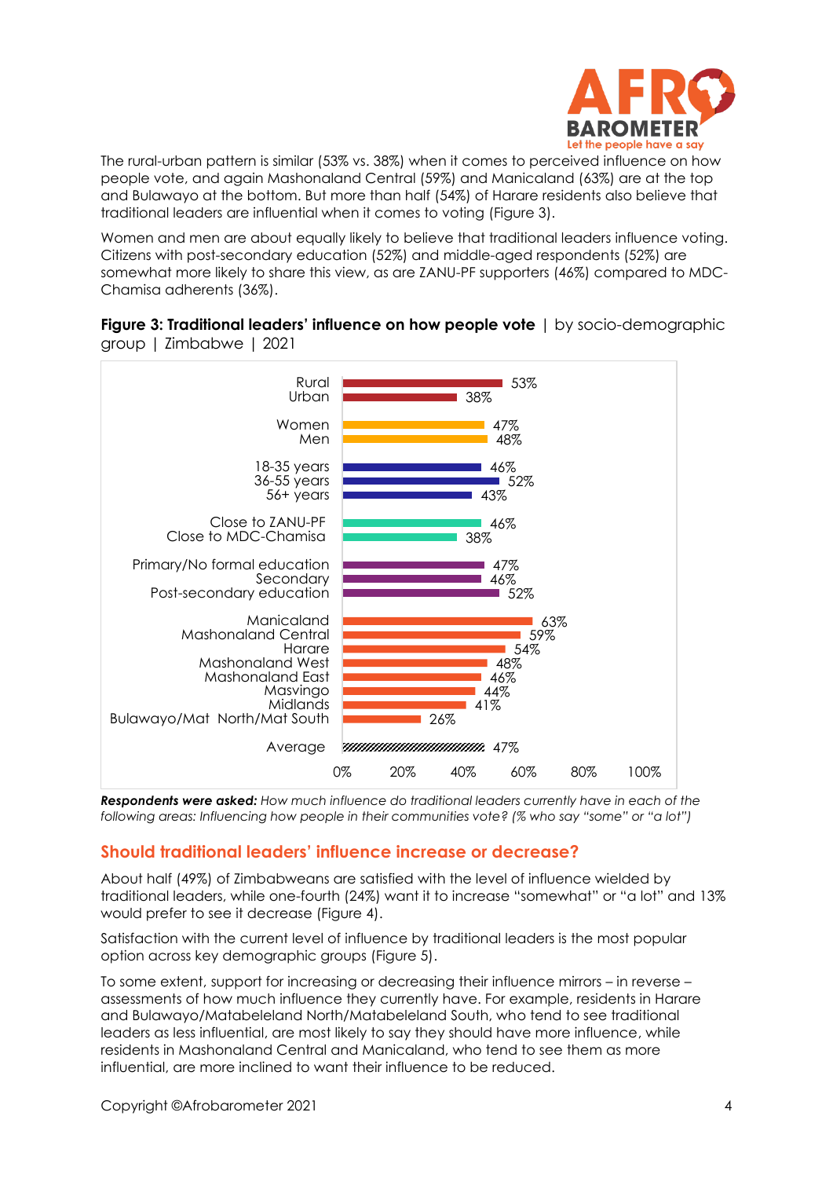The rural-urban pattern is similar (53% vs. 38%) when it comes to perceived influence on how people vote, and again Mashonaland Central (59%) and Manicaland (63%) are at the top and Bulawayo at the bottom. But more than half (54%) of Harare residents also believe that traditional leaders are influential when it comes to voting (Figure 3).

Women and men are about equally likely to believe that traditional leaders influence voting. Citizens with post-secondary education (52%) and middle-aged respondents (52%) are somewhat more likely to share this view, as are ZANU-PF supporters (46%) compared to MDC-Chamisa adherents (36%).

**Figure 3: Traditional leaders' influence on how people vote** | by socio-demographic group | Zimbabwe | 2021

| Group | % |
|---|---|
| Rural | 53% |
| Urban | 38% |
| Women | 47% |
| Men | 48% |
| 18-35 years | 46% |
| 36-55 years | 52% |
| 56+ years | 43% |
| Close to ZANU-PF | 46% |
| Close to MDC-Chamisa | 38% |
| Primary/No formal education | 47% |
| Secondary | 46% |
| Post-secondary education | 52% |
| Manicaland | 63% |
| Mashonaland Central | 59% |
| Harare | 54% |
| Mashonaland West | 48% |
| Mashonaland East | 46% |
| Masvingo | 44% |
| Midlands | 41% |
| Bulawayo/Mat North/Mat South | 26% |
| Average | 47% |

***Respondents were asked:*** *How much influence do traditional leaders currently have in each of the following areas: Influencing how people in their communities vote? (% who say "some" or "a lot")*

## Should traditional leaders' influence increase or decrease?

About half (49%) of Zimbabweans are satisfied with the level of influence wielded by traditional leaders, while one-fourth (24%) want it to increase "somewhat" or "a lot" and 13% would prefer to see it decrease (Figure 4).

Satisfaction with the current level of influence by traditional leaders is the most popular option across key demographic groups (Figure 5).

To some extent, support for increasing or decreasing their influence mirrors – in reverse – assessments of how much influence they currently have. For example, residents in Harare and Bulawayo/Matabeleland North/Matabeleland South, who tend to see traditional leaders as less influential, are most likely to say they should have more influence, while residents in Mashonaland Central and Manicaland, who tend to see them as more influential, are more inclined to want their influence to be reduced.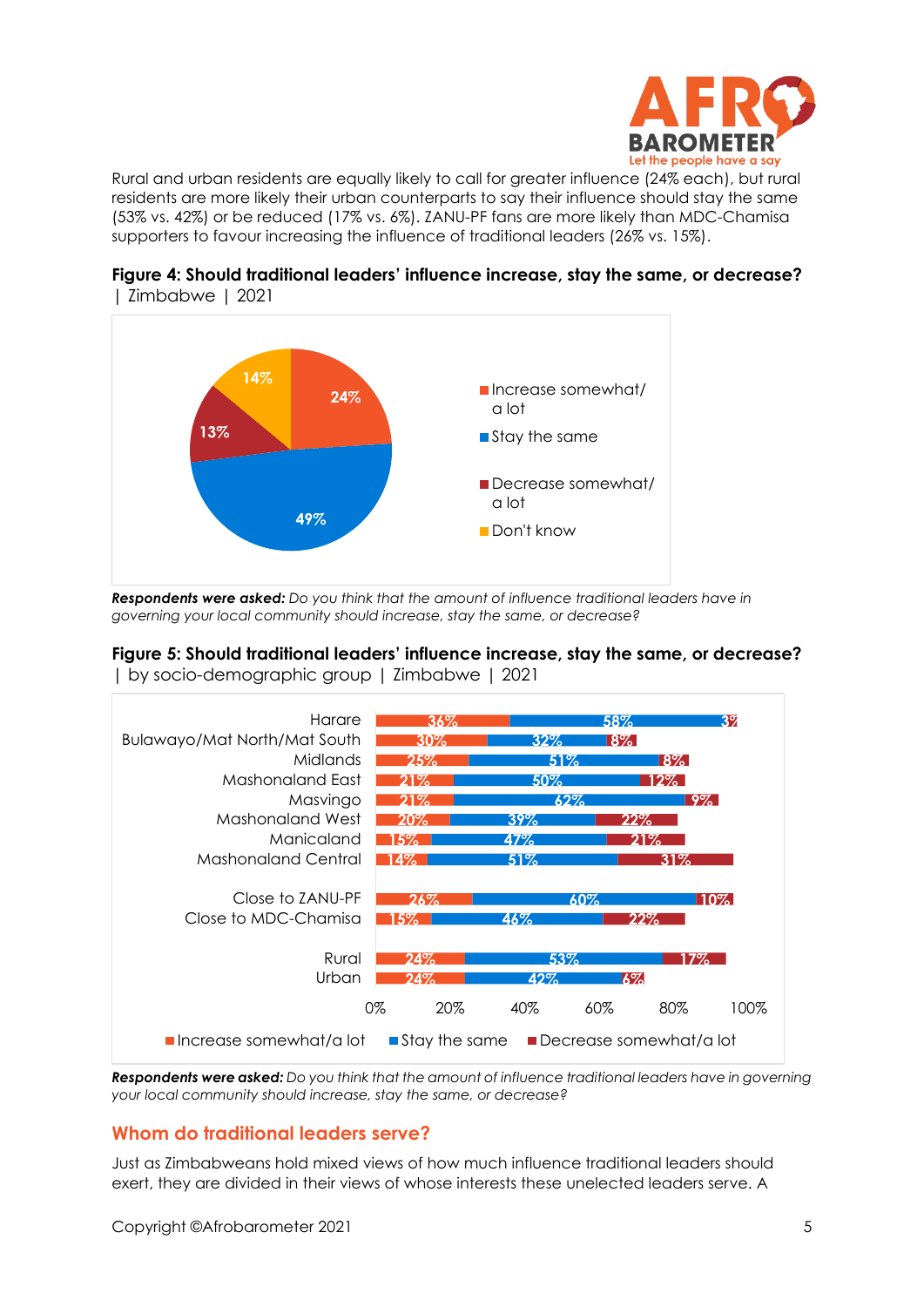Rural and urban residents are equally likely to call for greater influence (24% each), but rural residents are more likely their urban counterparts to say their influence should stay the same (53% vs. 42%) or be reduced (17% vs. 6%). ZANU-PF fans are more likely than MDC-Chamisa supporters to favour increasing the influence of traditional leaders (26% vs. 15%).

**Figure 4: Should traditional leaders' influence increase, stay the same, or decrease?** | Zimbabwe | 2021

| Response | % |
|---|---|
| Increase somewhat/a lot | 24% |
| Stay the same | 49% |
| Decrease somewhat/a lot | 13% |
| Don't know | 14% |

***Respondents were asked:*** *Do you think that the amount of influence traditional leaders have in governing your local community should increase, stay the same, or decrease?*

**Figure 5: Should traditional leaders' influence increase, stay the same, or decrease?** | by socio-demographic group | Zimbabwe | 2021

| | Increase somewhat/a lot | Stay the same | Decrease somewhat/a lot |
|---|---|---|---|
| Harare | 36% | 58% | 3% |
| Bulawayo/Mat North/Mat South | 30% | 32% | 8% |
| Midlands | 25% | 51% | 8% |
| Mashonaland East | 21% | 50% | 12% |
| Masvingo | 21% | 62% | 9% |
| Mashonaland West | 20% | 39% | 22% |
| Manicaland | 15% | 47% | 21% |
| Mashonaland Central | 14% | 51% | 31% |
| Close to ZANU-PF | 26% | 60% | 10% |
| Close to MDC-Chamisa | 15% | 46% | 22% |
| Rural | 24% | 53% | 17% |
| Urban | 24% | 42% | 6% |

***Respondents were asked:*** *Do you think that the amount of influence traditional leaders have in governing your local community should increase, stay the same, or decrease?*

## Whom do traditional leaders serve?

Just as Zimbabweans hold mixed views of how much influence traditional leaders should exert, they are divided in their views of whose interests these unelected leaders serve. A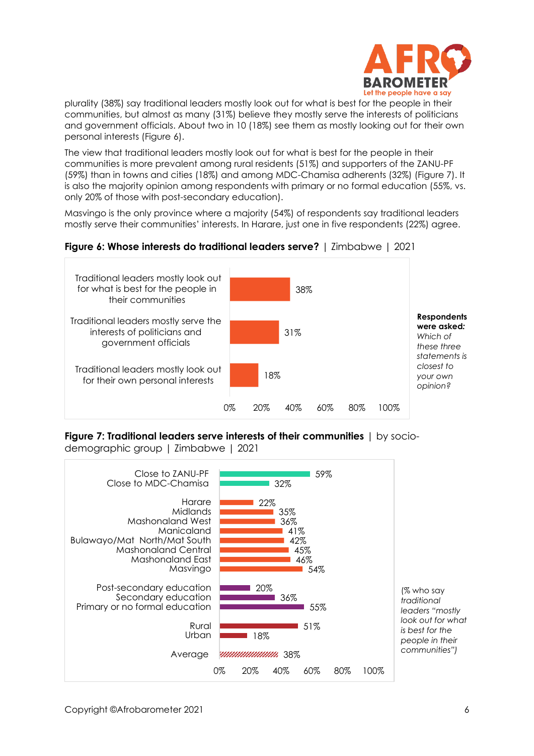plurality (38%) say traditional leaders mostly look out for what is best for the people in their communities, but almost as many (31%) believe they mostly serve the interests of politicians and government officials. About two in 10 (18%) see them as mostly looking out for their own personal interests (Figure 6).

The view that traditional leaders mostly look out for what is best for the people in their communities is more prevalent among rural residents (51%) and supporters of the ZANU-PF (59%) than in towns and cities (18%) and among MDC-Chamisa adherents (32%) (Figure 7). It is also the majority opinion among respondents with primary or no formal education (55%, vs. only 20% of those with post-secondary education).

Masvingo is the only province where a majority (54%) of respondents say traditional leaders mostly serve their communities' interests. In Harare, just one in five respondents (22%) agree.

**Figure 6: Whose interests do traditional leaders serve?** | Zimbabwe | 2021

| Statement | % |
|---|---|
| Traditional leaders mostly look out for what is best for the people in their communities | 38% |
| Traditional leaders mostly serve the interests of politicians and government officials | 31% |
| Traditional leaders mostly look out for their own personal interests | 18% |

**Respondents were asked:** *Which of these three statements is closest to your own opinion?*

**Figure 7: Traditional leaders serve interests of their communities** | by socio-demographic group | Zimbabwe | 2021

| Group | % |
|---|---|
| Close to ZANU-PF | 59% |
| Close to MDC-Chamisa | 32% |
| Harare | 22% |
| Midlands | 35% |
| Mashonaland West | 36% |
| Manicaland | 41% |
| Bulawayo/Mat North/Mat South | 42% |
| Mashonaland Central | 45% |
| Mashonaland East | 46% |
| Masvingo | 54% |
| Post-secondary education | 20% |
| Secondary education | 36% |
| Primary or no formal education | 55% |
| Rural | 51% |
| Urban | 18% |
| Average | 38% |

*(% who say traditional leaders "mostly look out for what is best for the people in their communities")*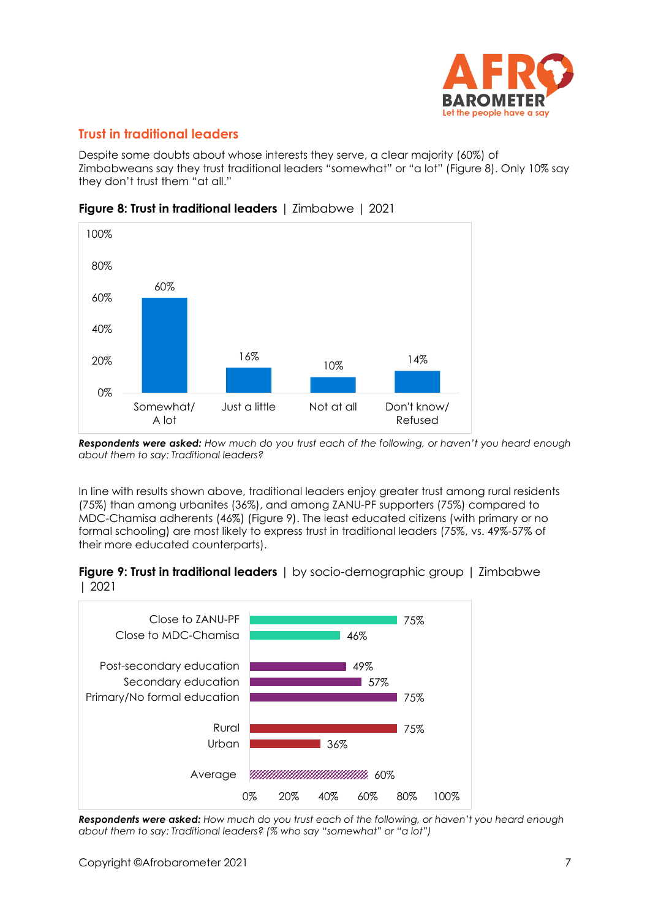## Trust in traditional leaders

Despite some doubts about whose interests they serve, a clear majority (60%) of Zimbabweans say they trust traditional leaders "somewhat" or "a lot" (Figure 8). Only 10% say they don't trust them "at all."

**Figure 8: Trust in traditional leaders** | Zimbabwe | 2021

| Response | % |
|---|---|
| Somewhat/ A lot | 60% |
| Just a little | 16% |
| Not at all | 10% |
| Don't know/ Refused | 14% |

***Respondents were asked:*** *How much do you trust each of the following, or haven't you heard enough about them to say: Traditional leaders?*

In line with results shown above, traditional leaders enjoy greater trust among rural residents (75%) than among urbanites (36%), and among ZANU-PF supporters (75%) compared to MDC-Chamisa adherents (46%) (Figure 9). The least educated citizens (with primary or no formal schooling) are most likely to express trust in traditional leaders (75%, vs. 49%-57% of their more educated counterparts).

**Figure 9: Trust in traditional leaders** | by socio-demographic group | Zimbabwe | 2021

| Group | % |
|---|---|
| Close to ZANU-PF | 75% |
| Close to MDC-Chamisa | 46% |
| Post-secondary education | 49% |
| Secondary education | 57% |
| Primary/No formal education | 75% |
| Rural | 75% |
| Urban | 36% |
| Average | 60% |

***Respondents were asked:*** *How much do you trust each of the following, or haven't you heard enough about them to say: Traditional leaders? (% who say "somewhat" or "a lot")*

Copyright ©Afrobarometer 2021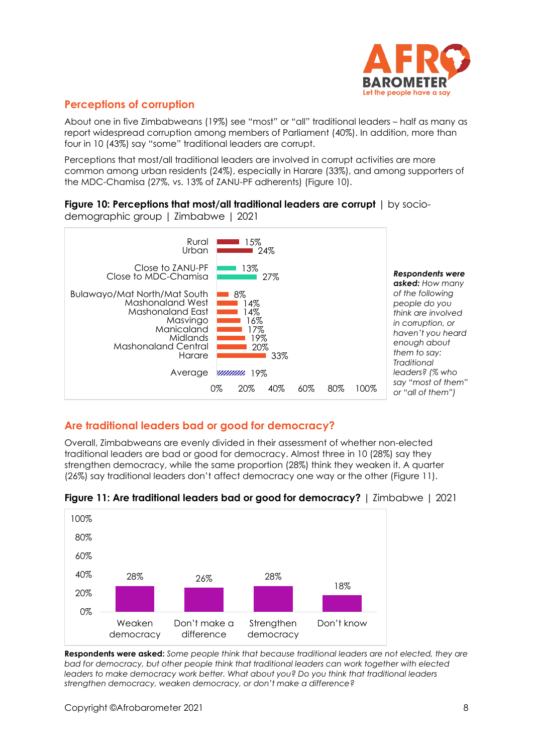## Perceptions of corruption

About one in five Zimbabweans (19%) see "most" or "all" traditional leaders – half as many as report widespread corruption among members of Parliament (40%). In addition, more than four in 10 (43%) say "some" traditional leaders are corrupt.

Perceptions that most/all traditional leaders are involved in corrupt activities are more common among urban residents (24%), especially in Harare (33%), and among supporters of the MDC-Chamisa (27%, vs. 13% of ZANU-PF adherents) (Figure 10).

**Figure 10: Perceptions that most/all traditional leaders are corrupt** | by socio-demographic group | Zimbabwe | 2021

| Group | % |
|---|---|
| Rural | 15% |
| Urban | 24% |
| Close to ZANU-PF | 13% |
| Close to MDC-Chamisa | 27% |
| Bulawayo/Mat North/Mat South | 8% |
| Mashonaland West | 14% |
| Mashonaland East | 14% |
| Masvingo | 16% |
| Manicaland | 17% |
| Midlands | 19% |
| Mashonaland Central | 20% |
| Harare | 33% |
| Average | 19% |

***Respondents were asked:*** *How many of the following people do you think are involved in corruption, or haven't you heard enough about them to say: Traditional leaders? (% who say "most of them" or "all of them")*

## Are traditional leaders bad or good for democracy?

Overall, Zimbabweans are evenly divided in their assessment of whether non-elected traditional leaders are bad or good for democracy. Almost three in 10 (28%) say they strengthen democracy, while the same proportion (28%) think they weaken it. A quarter (26%) say traditional leaders don't affect democracy one way or the other (Figure 11).

**Figure 11: Are traditional leaders bad or good for democracy?** | Zimbabwe | 2021

| Weaken democracy | Don't make a difference | Strengthen democracy | Don't know |
|---|---|---|---|
| 28% | 26% | 28% | 18% |

**Respondents were asked:** *Some people think that because traditional leaders are not elected, they are bad for democracy, but other people think that traditional leaders can work together with elected leaders to make democracy work better. What about you? Do you think that traditional leaders strengthen democracy, weaken democracy, or don't make a difference?*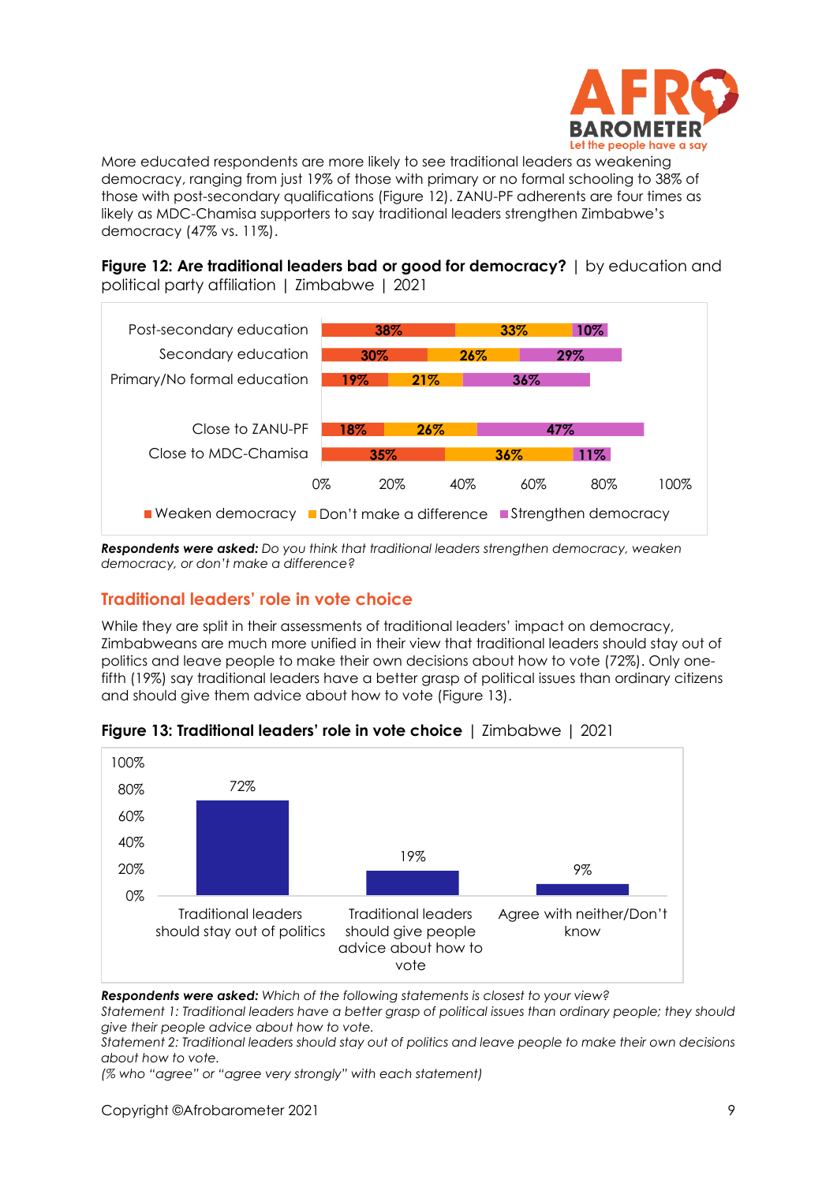More educated respondents are more likely to see traditional leaders as weakening democracy, ranging from just 19% of those with primary or no formal schooling to 38% of those with post-secondary qualifications (Figure 12). ZANU-PF adherents are four times as likely as MDC-Chamisa supporters to say traditional leaders strengthen Zimbabwe's democracy (47% vs. 11%).

**Figure 12: Are traditional leaders bad or good for democracy?** | by education and political party affiliation | Zimbabwe | 2021

| | Weaken democracy | Don't make a difference | Strengthen democracy |
|---|---|---|---|
| Post-secondary education | 38% | 33% | 10% |
| Secondary education | 30% | 26% | 29% |
| Primary/No formal education | 19% | 21% | 36% |
| Close to ZANU-PF | 18% | 26% | 47% |
| Close to MDC-Chamisa | 35% | 36% | 11% |

***Respondents were asked:*** *Do you think that traditional leaders strengthen democracy, weaken democracy, or don't make a difference?*

## Traditional leaders' role in vote choice

While they are split in their assessments of traditional leaders' impact on democracy, Zimbabweans are much more unified in their view that traditional leaders should stay out of politics and leave people to make their own decisions about how to vote (72%). Only one-fifth (19%) say traditional leaders have a better grasp of political issues than ordinary citizens and should give them advice about how to vote (Figure 13).

**Figure 13: Traditional leaders' role in vote choice** | Zimbabwe | 2021

| Statement | % |
|---|---|
| Traditional leaders should stay out of politics | 72% |
| Traditional leaders should give people advice about how to vote | 19% |
| Agree with neither/Don't know | 9% |

***Respondents were asked:*** *Which of the following statements is closest to your view?*
*Statement 1: Traditional leaders have a better grasp of political issues than ordinary people; they should give their people advice about how to vote.*
*Statement 2: Traditional leaders should stay out of politics and leave people to make their own decisions about how to vote.*
*(% who "agree" or "agree very strongly" with each statement)*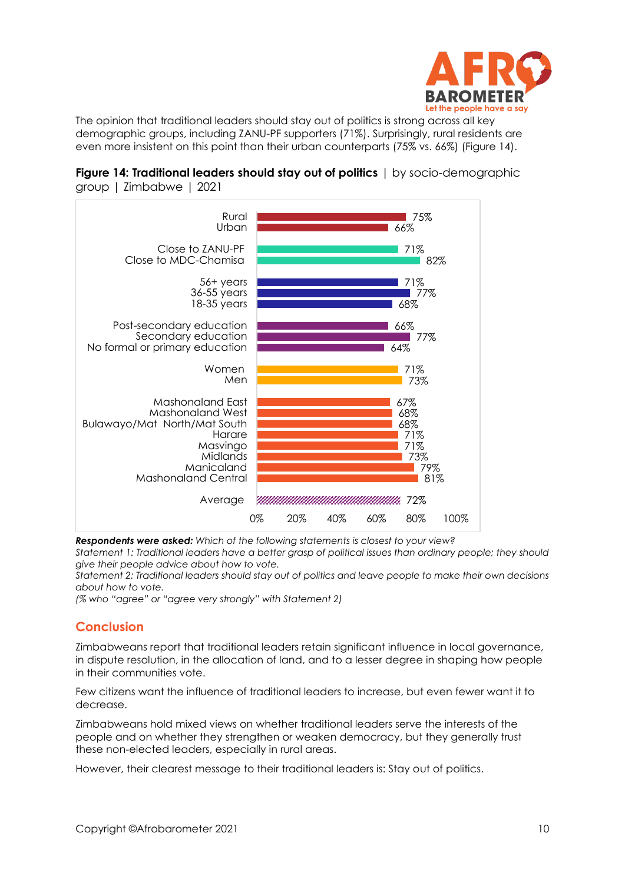The opinion that traditional leaders should stay out of politics is strong across all key demographic groups, including ZANU-PF supporters (71%). Surprisingly, rural residents are even more insistent on this point than their urban counterparts (75% vs. 66%) (Figure 14).

**Figure 14: Traditional leaders should stay out of politics** | by socio-demographic group | Zimbabwe | 2021

| Group | % |
|---|---|
| Rural | 75% |
| Urban | 66% |
| Close to ZANU-PF | 71% |
| Close to MDC-Chamisa | 82% |
| 56+ years | 71% |
| 36-55 years | 77% |
| 18-35 years | 68% |
| Post-secondary education | 66% |
| Secondary education | 77% |
| No formal or primary education | 64% |
| Women | 71% |
| Men | 73% |
| Mashonaland East | 67% |
| Mashonaland West | 68% |
| Bulawayo/Mat North/Mat South | 68% |
| Harare | 71% |
| Masvingo | 71% |
| Midlands | 73% |
| Manicaland | 79% |
| Mashonaland Central | 81% |
| Average | 72% |

***Respondents were asked:*** *Which of the following statements is closest to your view?*
*Statement 1: Traditional leaders have a better grasp of political issues than ordinary people; they should give their people advice about how to vote.*
*Statement 2: Traditional leaders should stay out of politics and leave people to make their own decisions about how to vote.*
*(% who "agree" or "agree very strongly" with Statement 2)*

## Conclusion

Zimbabweans report that traditional leaders retain significant influence in local governance, in dispute resolution, in the allocation of land, and to a lesser degree in shaping how people in their communities vote.

Few citizens want the influence of traditional leaders to increase, but even fewer want it to decrease.

Zimbabweans hold mixed views on whether traditional leaders serve the interests of the people and on whether they strengthen or weaken democracy, but they generally trust these non-elected leaders, especially in rural areas.

However, their clearest message to their traditional leaders is: Stay out of politics.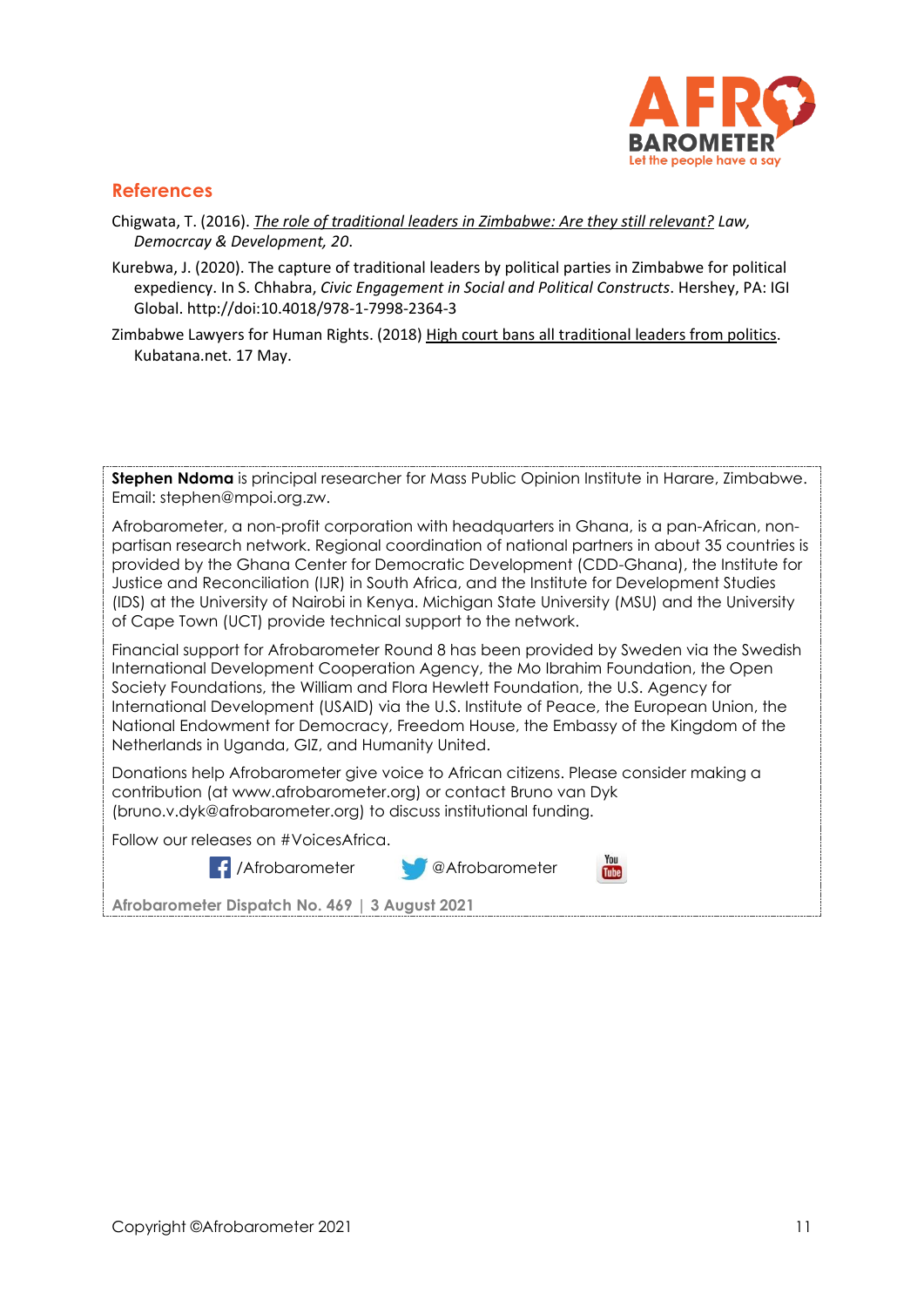## References

Chigwata, T. (2016). The role of traditional leaders in Zimbabwe: Are they still relevant? *Law, Democrcay & Development, 20*.

Kurebwa, J. (2020). The capture of traditional leaders by political parties in Zimbabwe for political expediency. In S. Chhabra, *Civic Engagement in Social and Political Constructs*. Hershey, PA: IGI Global. http://doi:10.4018/978-1-7998-2364-3

Zimbabwe Lawyers for Human Rights. (2018) High court bans all traditional leaders from politics. Kubatana.net. 17 May.

**Stephen Ndoma** is principal researcher for Mass Public Opinion Institute in Harare, Zimbabwe. Email: stephen@mpoi.org.zw.

Afrobarometer, a non-profit corporation with headquarters in Ghana, is a pan-African, non-partisan research network. Regional coordination of national partners in about 35 countries is provided by the Ghana Center for Democratic Development (CDD-Ghana), the Institute for Justice and Reconciliation (IJR) in South Africa, and the Institute for Development Studies (IDS) at the University of Nairobi in Kenya. Michigan State University (MSU) and the University of Cape Town (UCT) provide technical support to the network.

Financial support for Afrobarometer Round 8 has been provided by Sweden via the Swedish International Development Cooperation Agency, the Mo Ibrahim Foundation, the Open Society Foundations, the William and Flora Hewlett Foundation, the U.S. Agency for International Development (USAID) via the U.S. Institute of Peace, the European Union, the National Endowment for Democracy, Freedom House, the Embassy of the Kingdom of the Netherlands in Uganda, GIZ, and Humanity United.

Donations help Afrobarometer give voice to African citizens. Please consider making a contribution (at www.afrobarometer.org) or contact Bruno van Dyk (bruno.v.dyk@afrobarometer.org) to discuss institutional funding.

Follow our releases on #VoicesAfrica.

/Afrobarometer    @Afrobarometer

**Afrobarometer Dispatch No. 469 | 3 August 2021**